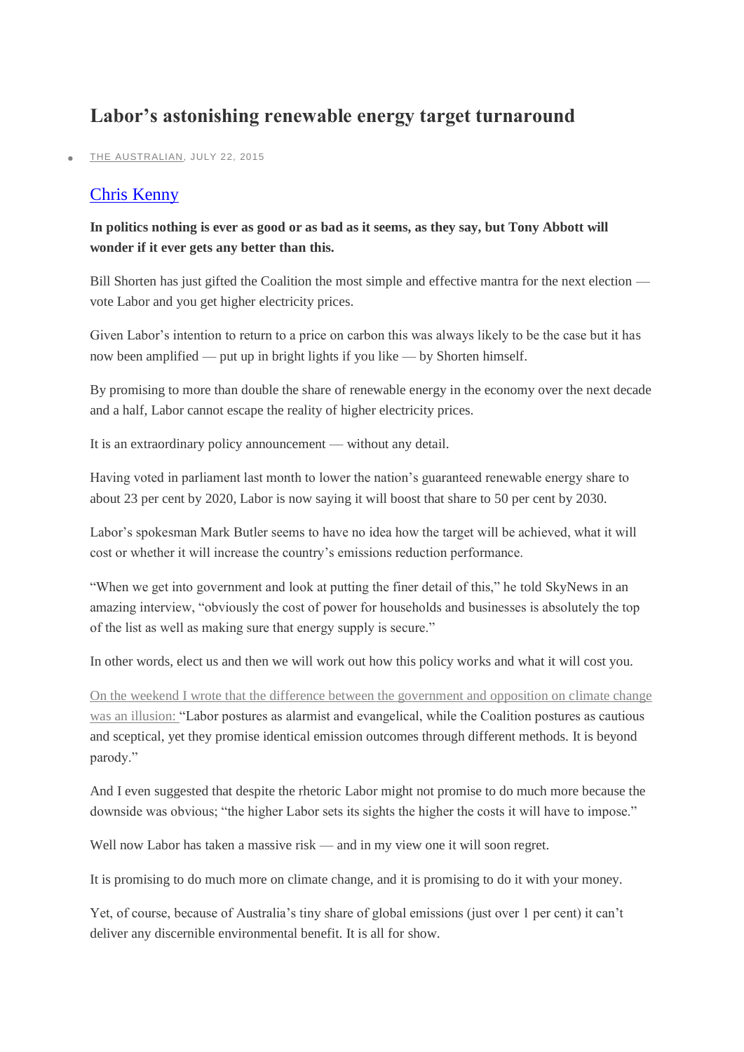# Labor's astonishing renewable energy target turnaround

- THE AUSTRALIAN, JULY 22, 2015

## Chris Kenny

**In politics nothing is ever as good or as bad as it seems, as they say, but Tony Abbott will wonder if it ever gets any better than this.**

Bill Shorten has just gifted the Coalition the most simple and effective mantra for the next election — vote Labor and you get higher electricity prices.

Given Labor's intention to return to a price on carbon this was always likely to be the case but it has now been amplified — put up in bright lights if you like — by Shorten himself.

By promising to more than double the share of renewable energy in the economy over the next decade and a half, Labor cannot escape the reality of higher electricity prices.

It is an extraordinary policy announcement — without any detail.

Having voted in parliament last month to lower the nation's guaranteed renewable energy share to about 23 per cent by 2020, Labor is now saying it will boost that share to 50 per cent by 2030.

Labor's spokesman Mark Butler seems to have no idea how the target will be achieved, what it will cost or whether it will increase the country's emissions reduction performance.

"When we get into government and look at putting the finer detail of this," he told SkyNews in an amazing interview, "obviously the cost of power for households and businesses is absolutely the top of the list as well as making sure that energy supply is secure."

In other words, elect us and then we will work out how this policy works and what it will cost you.

On the weekend I wrote that the difference between the government and opposition on climate change was an illusion: "Labor postures as alarmist and evangelical, while the Coalition postures as cautious and sceptical, yet they promise identical emission outcomes through different methods. It is beyond parody."

And I even suggested that despite the rhetoric Labor might not promise to do much more because the downside was obvious; "the higher Labor sets its sights the higher the costs it will have to impose."

Well now Labor has taken a massive risk — and in my view one it will soon regret.

It is promising to do much more on climate change, and it is promising to do it with your money.

Yet, of course, because of Australia's tiny share of global emissions (just over 1 per cent) it can't deliver any discernible environmental benefit. It is all for show.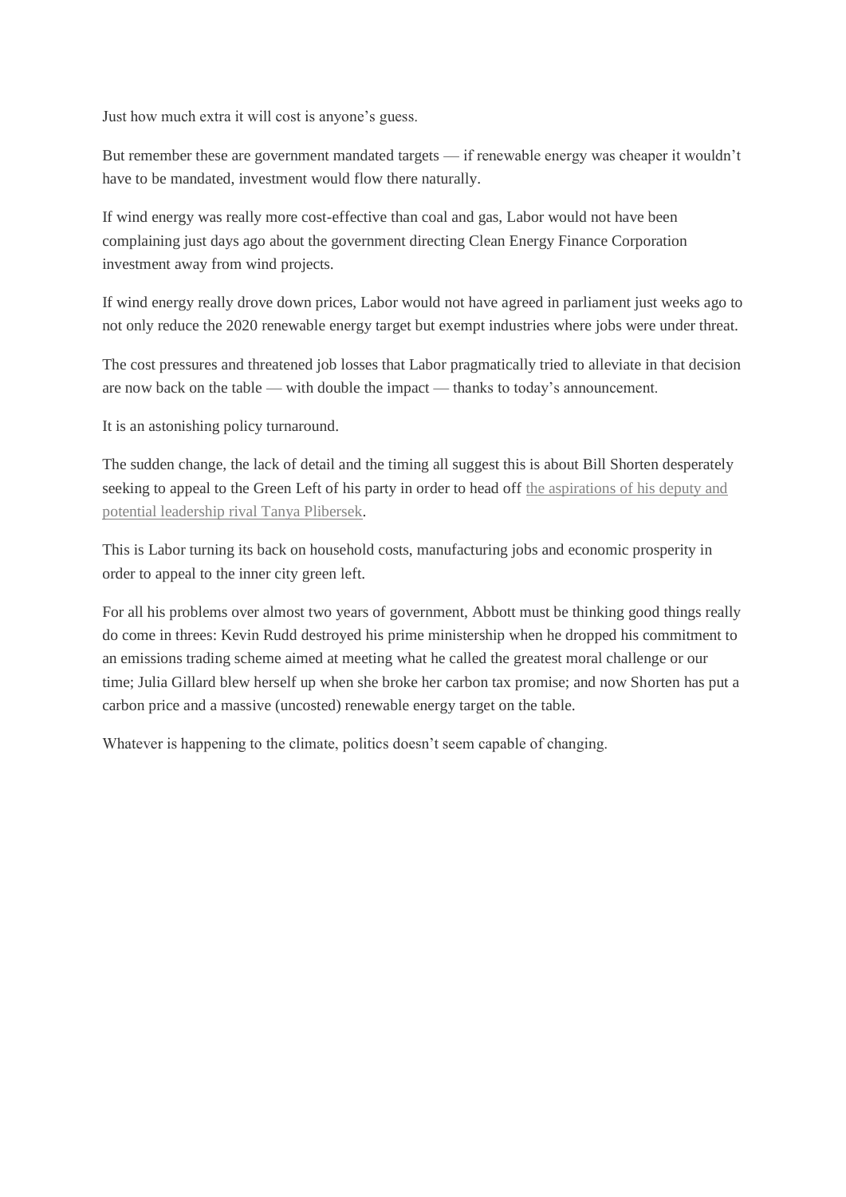Just how much extra it will cost is anyone's guess.

But remember these are government mandated targets — if renewable energy was cheaper it wouldn't have to be mandated, investment would flow there naturally.

If wind energy was really more cost-effective than coal and gas, Labor would not have been complaining just days ago about the government directing Clean Energy Finance Corporation investment away from wind projects.

If wind energy really drove down prices, Labor would not have agreed in parliament just weeks ago to not only reduce the 2020 renewable energy target but exempt industries where jobs were under threat.

The cost pressures and threatened job losses that Labor pragmatically tried to alleviate in that decision are now back on the table — with double the impact — thanks to today's announcement.

It is an astonishing policy turnaround.

The sudden change, the lack of detail and the timing all suggest this is about Bill Shorten desperately seeking to appeal to the Green Left of his party in order to head off the aspirations of his deputy and potential leadership rival Tanya Plibersek.

This is Labor turning its back on household costs, manufacturing jobs and economic prosperity in order to appeal to the inner city green left.

For all his problems over almost two years of government, Abbott must be thinking good things really do come in threes: Kevin Rudd destroyed his prime ministership when he dropped his commitment to an emissions trading scheme aimed at meeting what he called the greatest moral challenge or our time; Julia Gillard blew herself up when she broke her carbon tax promise; and now Shorten has put a carbon price and a massive (uncosted) renewable energy target on the table.

Whatever is happening to the climate, politics doesn't seem capable of changing.